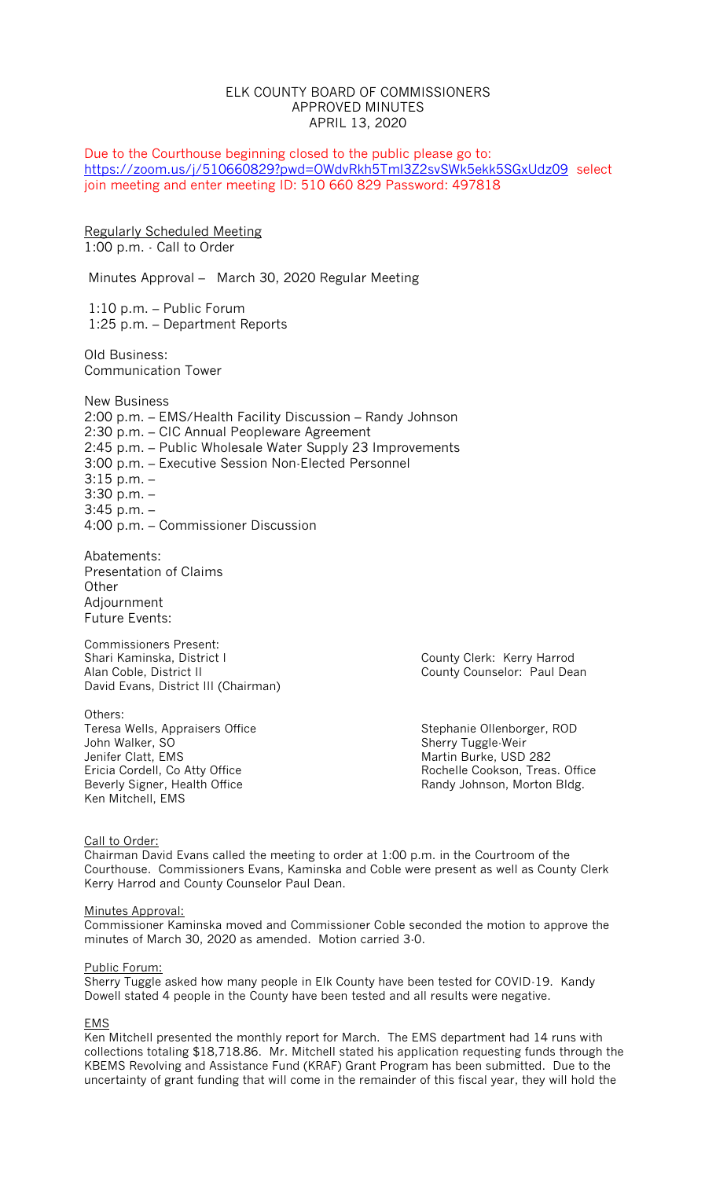# ELK COUNTY BOARD OF COMMISSIONERS
## APPROVED MINUTES
## APRIL 13, 2020

Due to the Courthouse beginning closed to the public please go to: https://zoom.us/j/510660829?pwd=OWdvRkh5Tml3Z2svSWk5ekk5SGxUdz09 select join meeting and enter meeting ID: 510 660 829 Password: 497818

Regularly Scheduled Meeting
1:00 p.m. - Call to Order

Minutes Approval – March 30, 2020 Regular Meeting

1:10 p.m. – Public Forum
1:25 p.m. – Department Reports

Old Business:
Communication Tower

New Business
2:00 p.m. – EMS/Health Facility Discussion – Randy Johnson
2:30 p.m. – CIC Annual Peopleware Agreement
2:45 p.m. – Public Wholesale Water Supply 23 Improvements
3:00 p.m. – Executive Session Non-Elected Personnel
3:15 p.m. –
3:30 p.m. –
3:45 p.m. –
4:00 p.m. – Commissioner Discussion

Abatements:
Presentation of Claims
Other
Adjournment
Future Events:

Commissioners Present:
Shari Kaminska, District I
Alan Coble, District II
David Evans, District III (Chairman)

County Clerk: Kerry Harrod
County Counselor: Paul Dean

Others:
Teresa Wells, Appraisers Office
John Walker, SO
Jenifer Clatt, EMS
Ericia Cordell, Co Atty Office
Beverly Signer, Health Office
Ken Mitchell, EMS

Stephanie Ollenborger, ROD
Sherry Tuggle-Weir
Martin Burke, USD 282
Rochelle Cookson, Treas. Office
Randy Johnson, Morton Bldg.

Call to Order:
Chairman David Evans called the meeting to order at 1:00 p.m. in the Courtroom of the Courthouse. Commissioners Evans, Kaminska and Coble were present as well as County Clerk Kerry Harrod and County Counselor Paul Dean.

Minutes Approval:
Commissioner Kaminska moved and Commissioner Coble seconded the motion to approve the minutes of March 30, 2020 as amended. Motion carried 3-0.

Public Forum:
Sherry Tuggle asked how many people in Elk County have been tested for COVID-19. Kandy Dowell stated 4 people in the County have been tested and all results were negative.

EMS
Ken Mitchell presented the monthly report for March. The EMS department had 14 runs with collections totaling $18,718.86. Mr. Mitchell stated his application requesting funds through the KBEMS Revolving and Assistance Fund (KRAF) Grant Program has been submitted. Due to the uncertainty of grant funding that will come in the remainder of this fiscal year, they will hold the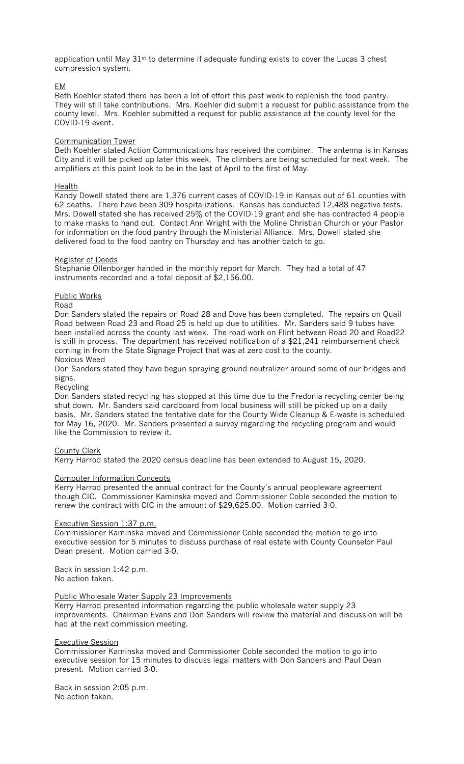application until May 31st to determine if adequate funding exists to cover the Lucas 3 chest compression system.

EM

Beth Koehler stated there has been a lot of effort this past week to replenish the food pantry. They will still take contributions. Mrs. Koehler did submit a request for public assistance from the county level. Mrs. Koehler submitted a request for public assistance at the county level for the COVID-19 event.

Communication Tower

Beth Koehler stated Action Communications has received the combiner. The antenna is in Kansas City and it will be picked up later this week. The climbers are being scheduled for next week. The amplifiers at this point look to be in the last of April to the first of May.

Health

Kandy Dowell stated there are 1,376 current cases of COVID-19 in Kansas out of 61 counties with 62 deaths. There have been 309 hospitalizations. Kansas has conducted 12,488 negative tests. Mrs. Dowell stated she has received 25% of the COVID-19 grant and she has contracted 4 people to make masks to hand out. Contact Ann Wright with the Moline Christian Church or your Pastor for information on the food pantry through the Ministerial Alliance. Mrs. Dowell stated she delivered food to the food pantry on Thursday and has another batch to go.

Register of Deeds

Stephanie Ollenborger handed in the monthly report for March. They had a total of 47 instruments recorded and a total deposit of $2,156.00.

Public Works

Road

Don Sanders stated the repairs on Road 28 and Dove has been completed. The repairs on Quail Road between Road 23 and Road 25 is held up due to utilities. Mr. Sanders said 9 tubes have been installed across the county last week. The road work on Flint between Road 20 and Road22 is still in process. The department has received notification of a $21,241 reimbursement check coming in from the State Signage Project that was at zero cost to the county.

Noxious Weed

Don Sanders stated they have begun spraying ground neutralizer around some of our bridges and signs.

Recycling

Don Sanders stated recycling has stopped at this time due to the Fredonia recycling center being shut down. Mr. Sanders said cardboard from local business will still be picked up on a daily basis. Mr. Sanders stated the tentative date for the County Wide Cleanup & E-waste is scheduled for May 16, 2020. Mr. Sanders presented a survey regarding the recycling program and would like the Commission to review it.

County Clerk

Kerry Harrod stated the 2020 census deadline has been extended to August 15, 2020.

Computer Information Concepts

Kerry Harrod presented the annual contract for the County's annual peopleware agreement though CIC. Commissioner Kaminska moved and Commissioner Coble seconded the motion to renew the contract with CIC in the amount of $29,625.00. Motion carried 3-0.

Executive Session 1:37 p.m.

Commissioner Kaminska moved and Commissioner Coble seconded the motion to go into executive session for 5 minutes to discuss purchase of real estate with County Counselor Paul Dean present. Motion carried 3-0.

Back in session 1:42 p.m.
No action taken.

Public Wholesale Water Supply 23 Improvements

Kerry Harrod presented information regarding the public wholesale water supply 23 improvements. Chairman Evans and Don Sanders will review the material and discussion will be had at the next commission meeting.

Executive Session

Commissioner Kaminska moved and Commissioner Coble seconded the motion to go into executive session for 15 minutes to discuss legal matters with Don Sanders and Paul Dean present. Motion carried 3-0.

Back in session 2:05 p.m.
No action taken.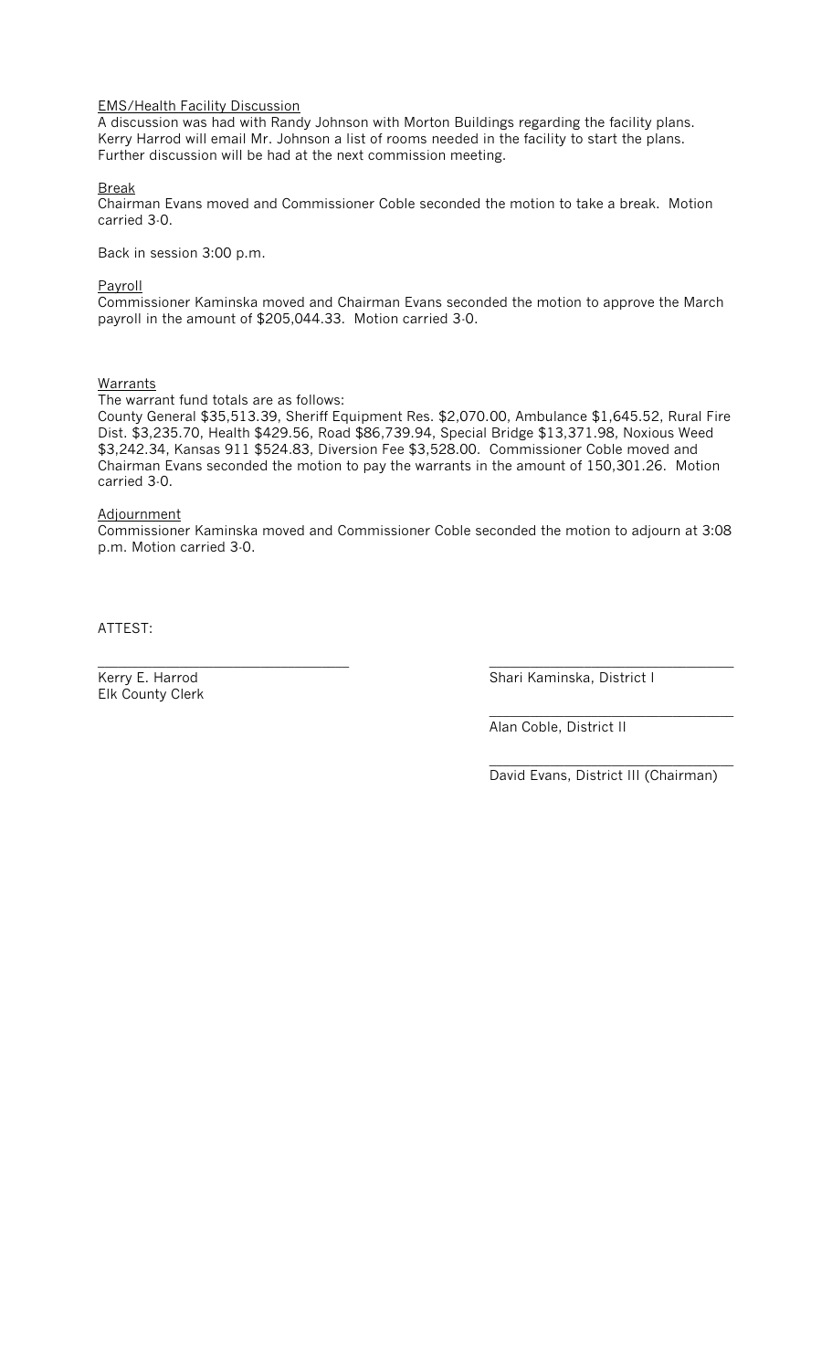EMS/Health Facility Discussion
A discussion was had with Randy Johnson with Morton Buildings regarding the facility plans. Kerry Harrod will email Mr. Johnson a list of rooms needed in the facility to start the plans. Further discussion will be had at the next commission meeting.

Break
Chairman Evans moved and Commissioner Coble seconded the motion to take a break. Motion carried 3-0.

Back in session 3:00 p.m.

Payroll
Commissioner Kaminska moved and Chairman Evans seconded the motion to approve the March payroll in the amount of $205,044.33. Motion carried 3-0.

Warrants
The warrant fund totals are as follows:
County General $35,513.39, Sheriff Equipment Res. $2,070.00, Ambulance $1,645.52, Rural Fire Dist. $3,235.70, Health $429.56, Road $86,739.94, Special Bridge $13,371.98, Noxious Weed $3,242.34, Kansas 911 $524.83, Diversion Fee $3,528.00. Commissioner Coble moved and Chairman Evans seconded the motion to pay the warrants in the amount of 150,301.26. Motion carried 3-0.

Adjournment
Commissioner Kaminska moved and Commissioner Coble seconded the motion to adjourn at 3:08 p.m. Motion carried 3-0.

ATTEST:

\_\_\_\_\_\_\_\_\_\_\_\_\_\_\_\_\_\_\_\_\_\_\_\_\_\_\_\_\_\_\_\_
Kerry E. Harrod
Elk County Clerk

\_\_\_\_\_\_\_\_\_\_\_\_\_\_\_\_\_\_\_\_\_\_\_\_\_\_\_\_\_\_\_\_
Shari Kaminska, District I

\_\_\_\_\_\_\_\_\_\_\_\_\_\_\_\_\_\_\_\_\_\_\_\_\_\_\_\_\_\_\_\_
Alan Coble, District II

\_\_\_\_\_\_\_\_\_\_\_\_\_\_\_\_\_\_\_\_\_\_\_\_\_\_\_\_\_\_\_\_
David Evans, District III (Chairman)